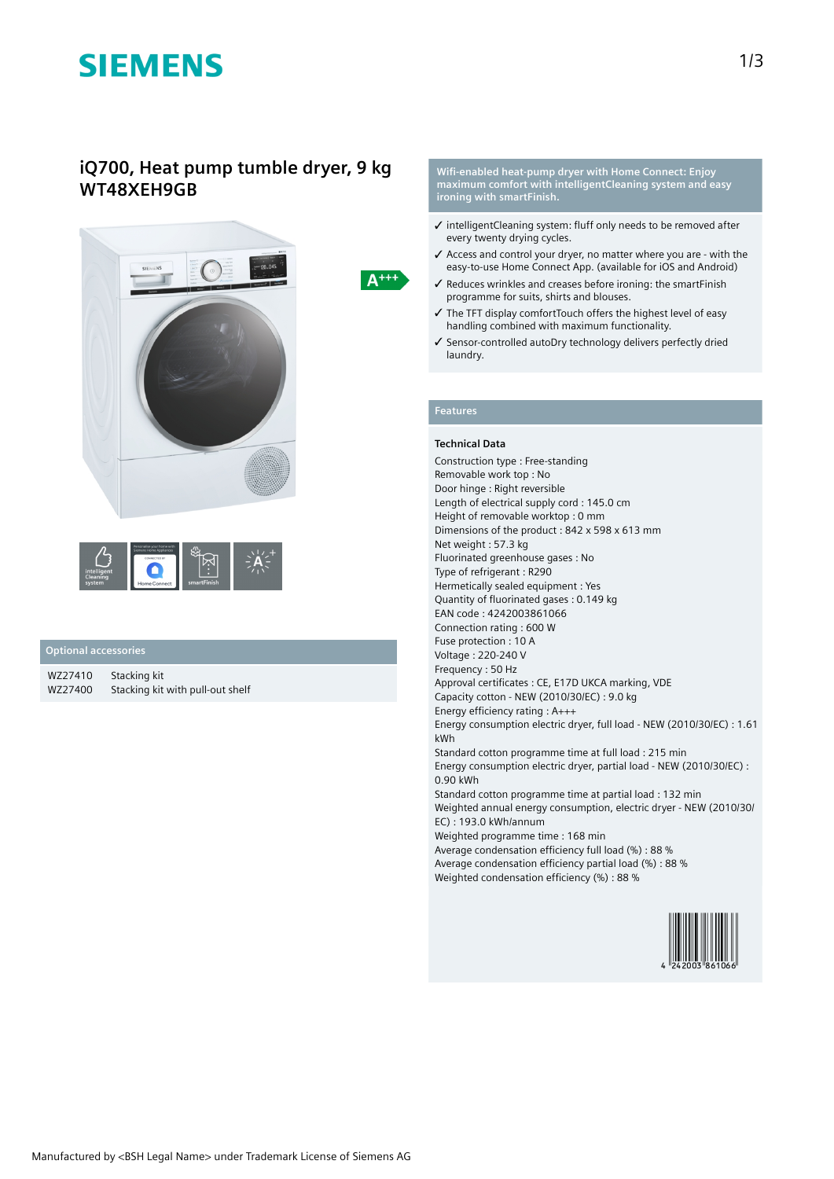# SIEMENS

## iQ700, Heat pump tumble dryer, 9 kg
## WT48XEH9GB

A+++

### Optional accessories

| | |
|---|---|
| WZ27410 | Stacking kit |
| WZ27400 | Stacking kit with pull-out shelf |

**Wifi-enabled heat-pump dryer with Home Connect: Enjoy maximum comfort with intelligentCleaning system and easy ironing with smartFinish.**

- ✓ intelligentCleaning system: fluff only needs to be removed after every twenty drying cycles.
- ✓ Access and control your dryer, no matter where you are - with the easy-to-use Home Connect App. (available for iOS and Android)
- ✓ Reduces wrinkles and creases before ironing: the smartFinish programme for suits, shirts and blouses.
- ✓ The TFT display comfortTouch offers the highest level of easy handling combined with maximum functionality.
- ✓ Sensor-controlled autoDry technology delivers perfectly dried laundry.

### Features

**Technical Data**

Construction type : Free-standing
Removable work top : No
Door hinge : Right reversible
Length of electrical supply cord : 145.0 cm
Height of removable worktop : 0 mm
Dimensions of the product : 842 x 598 x 613 mm
Net weight : 57.3 kg
Fluorinated greenhouse gases : No
Type of refrigerant : R290
Hermetically sealed equipment : Yes
Quantity of fluorinated gases : 0.149 kg
EAN code : 4242003861066
Connection rating : 600 W
Fuse protection : 10 A
Voltage : 220-240 V
Frequency : 50 Hz
Approval certificates : CE, E17D UKCA marking, VDE
Capacity cotton - NEW (2010/30/EC) : 9.0 kg
Energy efficiency rating : A+++
Energy consumption electric dryer, full load - NEW (2010/30/EC) : 1.61 kWh
Standard cotton programme time at full load : 215 min
Energy consumption electric dryer, partial load - NEW (2010/30/EC) : 0.90 kWh
Standard cotton programme time at partial load : 132 min
Weighted annual energy consumption, electric dryer - NEW (2010/30/EC) : 193.0 kWh/annum
Weighted programme time : 168 min
Average condensation efficiency full load (%) : 88 %
Average condensation efficiency partial load (%) : 88 %
Weighted condensation efficiency (%) : 88 %

4 242003 861066

Manufactured by <BSH Legal Name> under Trademark License of Siemens AG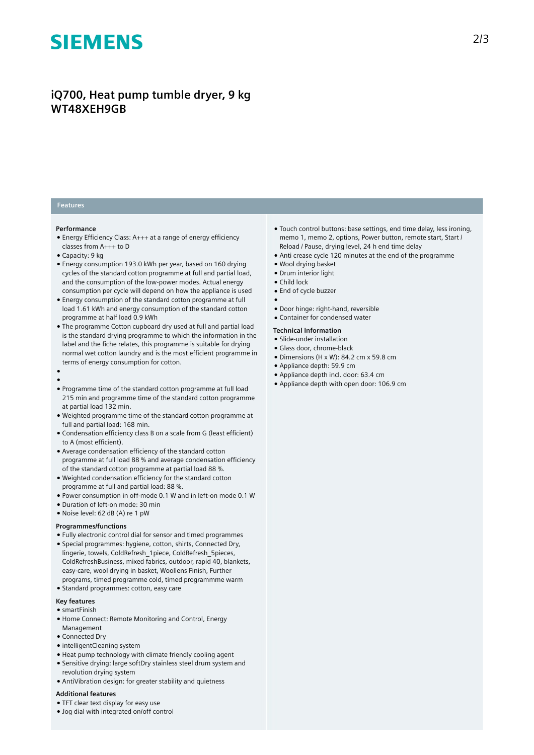# iQ700, Heat pump tumble dryer, 9 kg
# WT48XEH9GB

## Features

### Performance

- Energy Efficiency Class: A+++ at a range of energy efficiency classes from A+++ to D
- Capacity: 9 kg
- Energy consumption 193.0 kWh per year, based on 160 drying cycles of the standard cotton programme at full and partial load, and the consumption of the low-power modes. Actual energy consumption per cycle will depend on how the appliance is used
- Energy consumption of the standard cotton programme at full load 1.61 kWh and energy consumption of the standard cotton programme at half load 0.9 kWh
- The programme Cotton cupboard dry used at full and partial load is the standard drying programme to which the information in the label and the fiche relates, this programme is suitable for drying normal wet cotton laundry and is the most efficient programme in terms of energy consumption for cotton.
- 
- 
- Programme time of the standard cotton programme at full load 215 min and programme time of the standard cotton programme at partial load 132 min.
- Weighted programme time of the standard cotton programme at full and partial load: 168 min.
- Condensation efficiency class B on a scale from G (least efficient) to A (most efficient).
- Average condensation efficiency of the standard cotton programme at full load 88 % and average condensation efficiency of the standard cotton programme at partial load 88 %.
- Weighted condensation efficiency for the standard cotton programme at full and partial load: 88 %.
- Power consumption in off-mode 0.1 W and in left-on mode 0.1 W
- Duration of left-on mode: 30 min
- Noise level: 62 dB (A) re 1 pW

### Programmes/functions

- Fully electronic control dial for sensor and timed programmes
- Special programmes: hygiene, cotton, shirts, Connected Dry, lingerie, towels, ColdRefresh_1piece, ColdRefresh_5pieces, ColdRefreshBusiness, mixed fabrics, outdoor, rapid 40, blankets, easy-care, wool drying in basket, Woollens Finish, Further programs, timed programme cold, timed programmme warm
- Standard programmes: cotton, easy care

### Key features

- smartFinish
- Home Connect: Remote Monitoring and Control, Energy Management
- Connected Dry
- intelligentCleaning system
- Heat pump technology with climate friendly cooling agent
- Sensitive drying: large softDry stainless steel drum system and revolution drying system
- AntiVibration design: for greater stability and quietness

### Additional features

- TFT clear text display for easy use
- Jog dial with integrated on/off control
- Touch control buttons: base settings, end time delay, less ironing, memo 1, memo 2, options, Power button, remote start, Start / Reload / Pause, drying level, 24 h end time delay
- Anti crease cycle 120 minutes at the end of the programme
- Wool drying basket
- Drum interior light
- Child lock
- End of cycle buzzer
- 
- Door hinge: right-hand, reversible
- Container for condensed water

### Technical Information

- Slide-under installation
- Glass door, chrome-black
- Dimensions (H x W): 84.2 cm x 59.8 cm
- Appliance depth: 59.9 cm
- Appliance depth incl. door: 63.4 cm
- Appliance depth with open door: 106.9 cm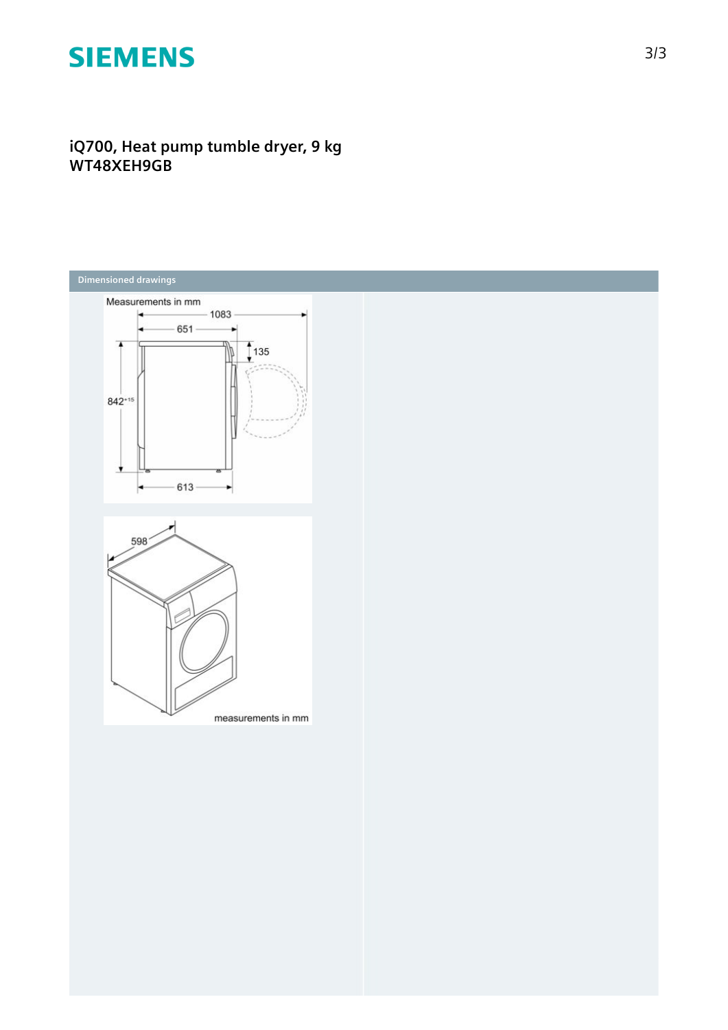## iQ700, Heat pump tumble dryer, 9 kg
## WT48XEH9GB

### Dimensioned drawings

Measurements in mm

1083

651

135

$842^{+15}$

613

598

measurements in mm